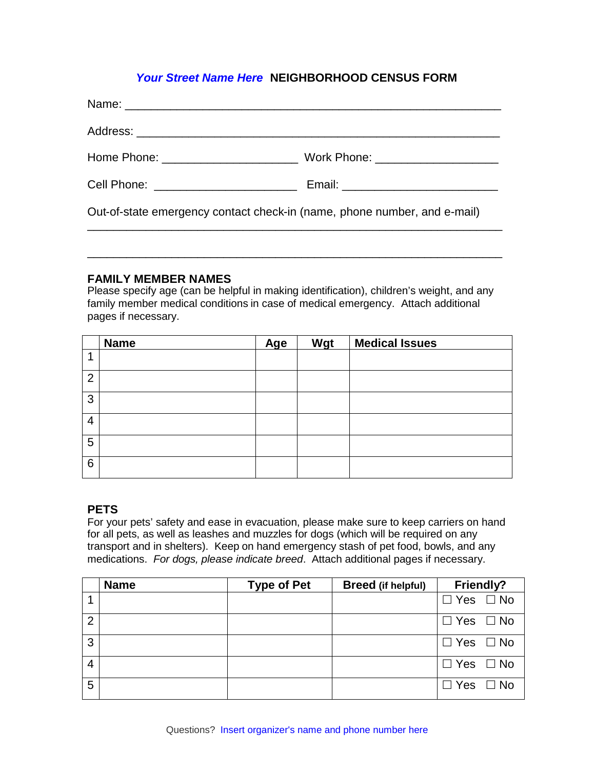# *Your Street Name Here* NEIGHBORHOOD CENSUS FORM

Name: ___________________________________________________________

Address: _________________________________________________________

Home Phone: _____________________ Work Phone: ___________________

Cell Phone: ______________________ Email: ________________________

Out-of-state emergency contact check-in (name, phone number, and e-mail)

_________________________________________________________________

_________________________________________________________________

## FAMILY MEMBER NAMES

Please specify age (can be helpful in making identification), children's weight, and any family member medical conditions in case of medical emergency. Attach additional pages if necessary.

| | Name | Age | Wgt | Medical Issues |
|---|---|---|---|---|
| 1 | | | | |
| 2 | | | | |
| 3 | | | | |
| 4 | | | | |
| 5 | | | | |
| 6 | | | | |

## PETS

For your pets' safety and ease in evacuation, please make sure to keep carriers on hand for all pets, as well as leashes and muzzles for dogs (which will be required on any transport and in shelters). Keep on hand emergency stash of pet food, bowls, and any medications. *For dogs, please indicate breed*. Attach additional pages if necessary.

| | Name | Type of Pet | Breed (if helpful) | Friendly? |
|---|---|---|---|---|
| 1 | | | | ☐ Yes ☐ No |
| 2 | | | | ☐ Yes ☐ No |
| 3 | | | | ☐ Yes ☐ No |
| 4 | | | | ☐ Yes ☐ No |
| 5 | | | | ☐ Yes ☐ No |

Questions? Insert organizer's name and phone number here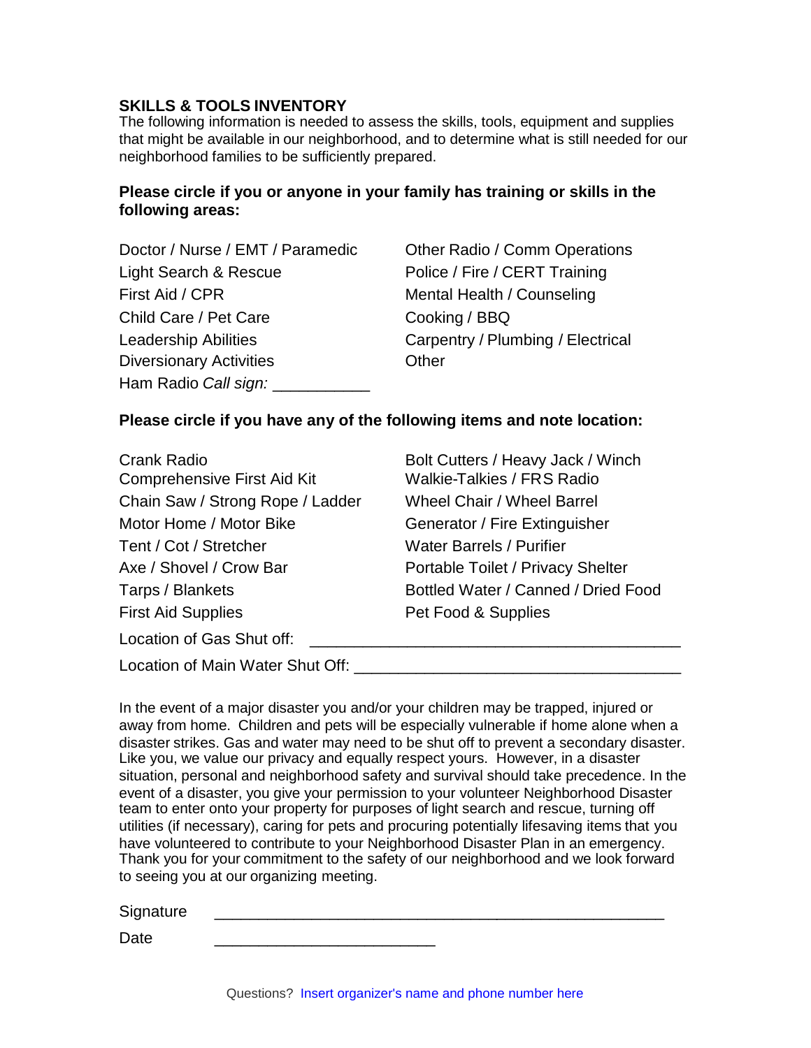**SKILLS & TOOLS INVENTORY**

The following information is needed to assess the skills, tools, equipment and supplies that might be available in our neighborhood, and to determine what is still needed for our neighborhood families to be sufficiently prepared.

**Please circle if you or anyone in your family has training or skills in the following areas:**

Doctor / Nurse / EMT / Paramedic
Light Search & Rescue
First Aid / CPR
Child Care / Pet Care
Leadership Abilities
Diversionary Activities
Ham Radio *Call sign:* ___________

Other Radio / Comm Operations
Police / Fire / CERT Training
Mental Health / Counseling
Cooking / BBQ
Carpentry / Plumbing / Electrical
Other

**Please circle if you have any of the following items and note location:**

Crank Radio
Comprehensive First Aid Kit
Chain Saw / Strong Rope / Ladder
Motor Home / Motor Bike
Tent / Cot / Stretcher
Axe / Shovel / Crow Bar
Tarps / Blankets
First Aid Supplies

Bolt Cutters / Heavy Jack / Winch
Walkie-Talkies / FRS Radio
Wheel Chair / Wheel Barrel
Generator / Fire Extinguisher
Water Barrels / Purifier
Portable Toilet / Privacy Shelter
Bottled Water / Canned / Dried Food
Pet Food & Supplies

Location of Gas Shut off: ___________________________________________

Location of Main Water Shut Off: _____________________________________

In the event of a major disaster you and/or your children may be trapped, injured or away from home. Children and pets will be especially vulnerable if home alone when a disaster strikes. Gas and water may need to be shut off to prevent a secondary disaster. Like you, we value our privacy and equally respect yours. However, in a disaster situation, personal and neighborhood safety and survival should take precedence. In the event of a disaster, you give your permission to your volunteer Neighborhood Disaster team to enter onto your property for purposes of light search and rescue, turning off utilities (if necessary), caring for pets and procuring potentially lifesaving items that you have volunteered to contribute to your Neighborhood Disaster Plan in an emergency. Thank you for your commitment to the safety of our neighborhood and we look forward to seeing you at our organizing meeting.

Signature _____________________________________________________

Date __________________________

Questions? Insert organizer's name and phone number here